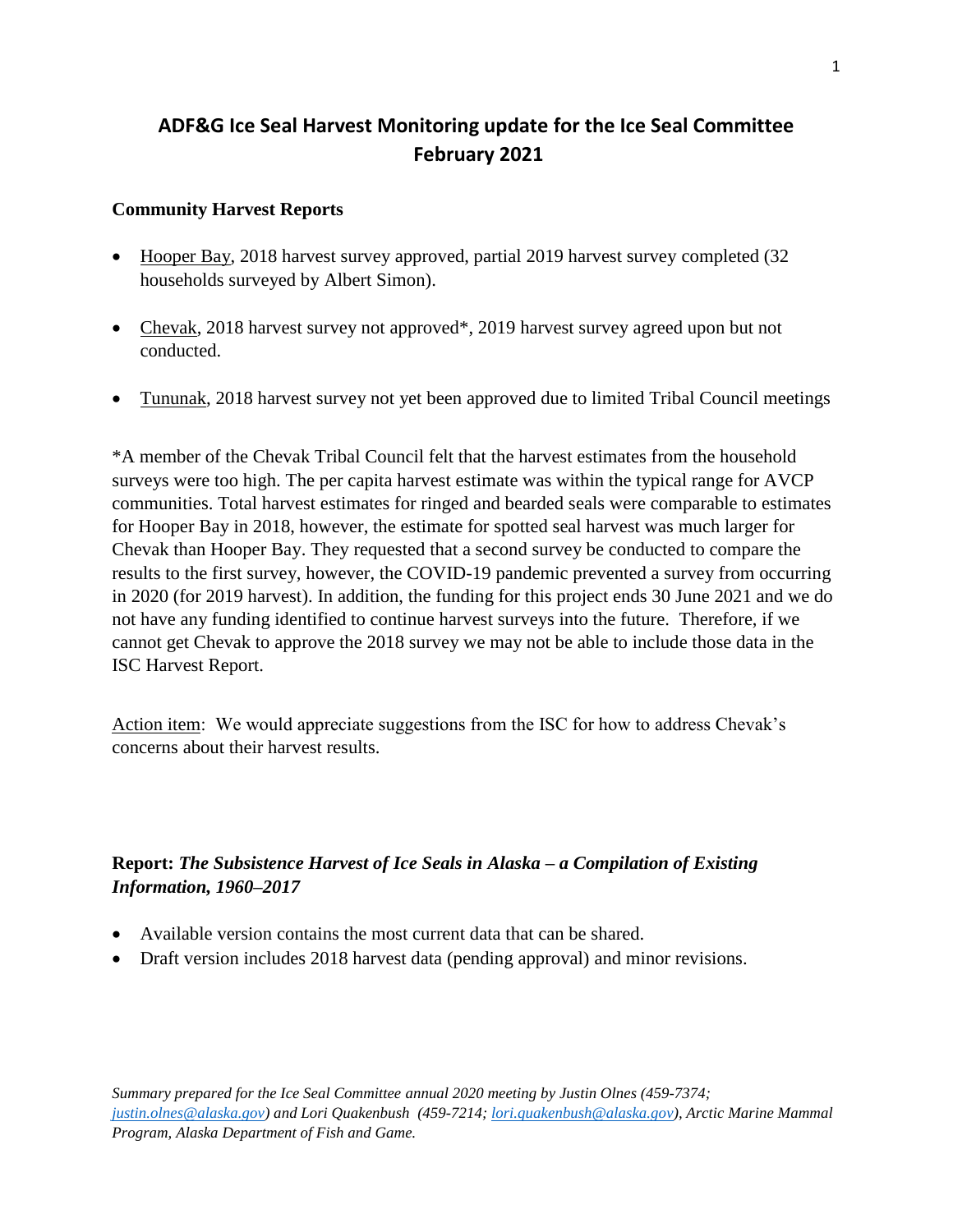# ADF&G Ice Seal Harvest Monitoring update for the Ice Seal Committee February 2021

## Community Harvest Reports

- Hooper Bay, 2018 harvest survey approved, partial 2019 harvest survey completed (32 households surveyed by Albert Simon).
- Chevak, 2018 harvest survey not approved*, 2019 harvest survey agreed upon but not conducted.
- Tununak, 2018 harvest survey not yet been approved due to limited Tribal Council meetings

*A member of the Chevak Tribal Council felt that the harvest estimates from the household surveys were too high. The per capita harvest estimate was within the typical range for AVCP communities. Total harvest estimates for ringed and bearded seals were comparable to estimates for Hooper Bay in 2018, however, the estimate for spotted seal harvest was much larger for Chevak than Hooper Bay. They requested that a second survey be conducted to compare the results to the first survey, however, the COVID-19 pandemic prevented a survey from occurring in 2020 (for 2019 harvest). In addition, the funding for this project ends 30 June 2021 and we do not have any funding identified to continue harvest surveys into the future. Therefore, if we cannot get Chevak to approve the 2018 survey we may not be able to include those data in the ISC Harvest Report.

Action item: We would appreciate suggestions from the ISC for how to address Chevak's concerns about their harvest results.

## Report: *The Subsistence Harvest of Ice Seals in Alaska – a Compilation of Existing Information, 1960–2017*

- Available version contains the most current data that can be shared.
- Draft version includes 2018 harvest data (pending approval) and minor revisions.

*Summary prepared for the Ice Seal Committee annual 2020 meeting by Justin Olnes (459-7374; justin.olnes@alaska.gov) and Lori Quakenbush (459-7214; lori.quakenbush@alaska.gov), Arctic Marine Mammal Program, Alaska Department of Fish and Game.*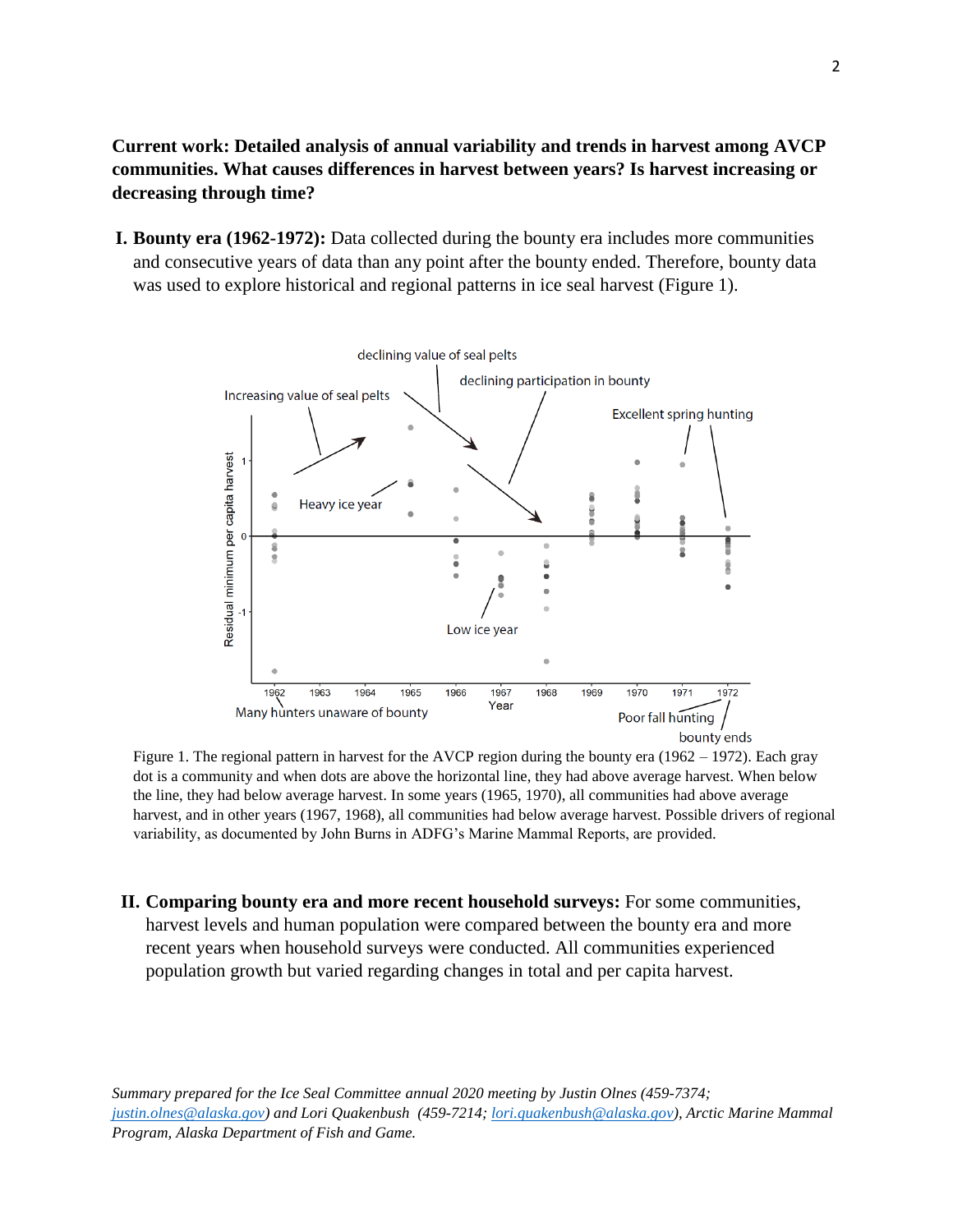**Current work: Detailed analysis of annual variability and trends in harvest among AVCP communities. What causes differences in harvest between years? Is harvest increasing or decreasing through time?**

I. **Bounty era (1962-1972):** Data collected during the bounty era includes more communities and consecutive years of data than any point after the bounty ended. Therefore, bounty data was used to explore historical and regional patterns in ice seal harvest (Figure 1).

Figure 1. The regional pattern in harvest for the AVCP region during the bounty era (1962 – 1972). Each gray dot is a community and when dots are above the horizontal line, they had above average harvest. When below the line, they had below average harvest. In some years (1965, 1970), all communities had above average harvest, and in other years (1967, 1968), all communities had below average harvest. Possible drivers of regional variability, as documented by John Burns in ADFG's Marine Mammal Reports, are provided.

II. **Comparing bounty era and more recent household surveys:** For some communities, harvest levels and human population were compared between the bounty era and more recent years when household surveys were conducted. All communities experienced population growth but varied regarding changes in total and per capita harvest.

*Summary prepared for the Ice Seal Committee annual 2020 meeting by Justin Olnes (459-7374; justin.olnes@alaska.gov) and Lori Quakenbush (459-7214; lori.quakenbush@alaska.gov), Arctic Marine Mammal Program, Alaska Department of Fish and Game.*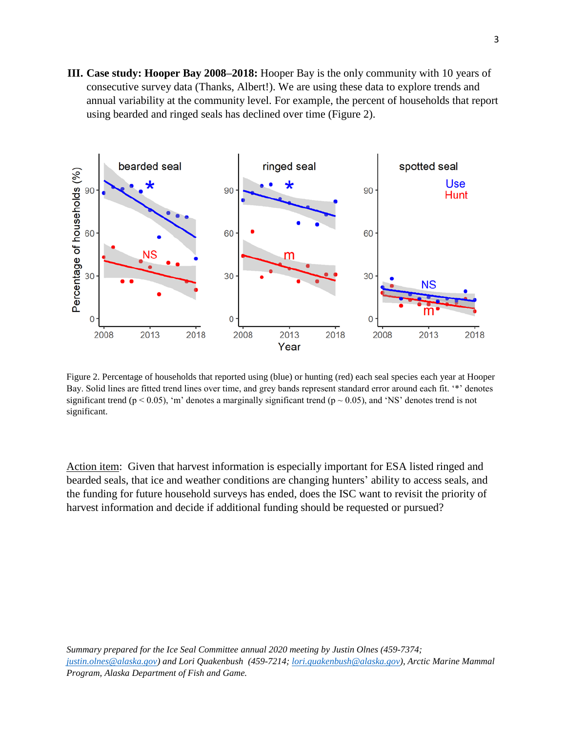**III. Case study: Hooper Bay 2008–2018:** Hooper Bay is the only community with 10 years of consecutive survey data (Thanks, Albert!). We are using these data to explore trends and annual variability at the community level. For example, the percent of households that report using bearded and ringed seals has declined over time (Figure 2).

Percentage of households (%)

bearded seal

*

NS

ringed seal

*

m

spotted seal

Use

Hunt

NS

m

0
30
60
90

2008
2013
2018

Year

Figure 2. Percentage of households that reported using (blue) or hunting (red) each seal species each year at Hooper Bay. Solid lines are fitted trend lines over time, and grey bands represent standard error around each fit. '*' denotes significant trend ($p < 0.05$), 'm' denotes a marginally significant trend ($p \sim 0.05$), and 'NS' denotes trend is not significant.

Action item: Given that harvest information is especially important for ESA listed ringed and bearded seals, that ice and weather conditions are changing hunters' ability to access seals, and the funding for future household surveys has ended, does the ISC want to revisit the priority of harvest information and decide if additional funding should be requested or pursued?

*Summary prepared for the Ice Seal Committee annual 2020 meeting by Justin Olnes (459-7374; justin.olnes@alaska.gov) and Lori Quakenbush (459-7214; lori.quakenbush@alaska.gov), Arctic Marine Mammal Program, Alaska Department of Fish and Game.*